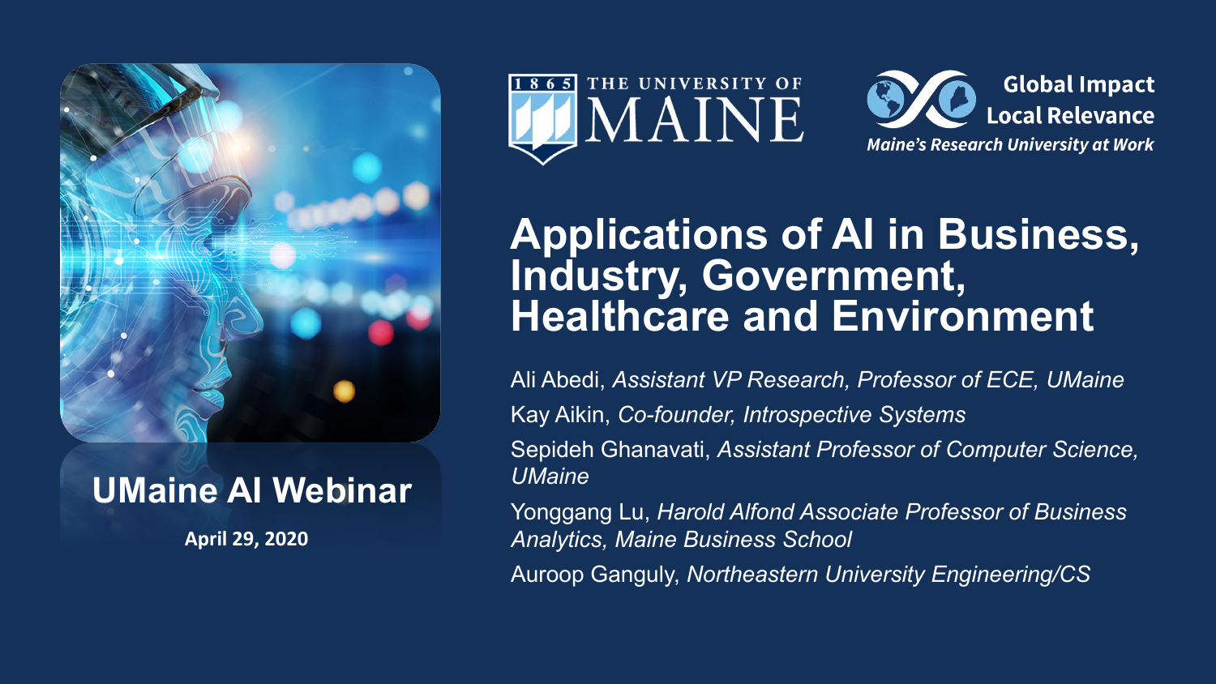THE UNIVERSITY OF MAINE

**Global Impact**
**Local Relevance**
*Maine's Research University at Work*

# Applications of AI in Business, Industry, Government, Healthcare and Environment

Ali Abedi, *Assistant VP Research, Professor of ECE, UMaine*

Kay Aikin, *Co-founder, Introspective Systems*

Sepideh Ghanavati, *Assistant Professor of Computer Science, UMaine*

Yonggang Lu, *Harold Alfond Associate Professor of Business Analytics, Maine Business School*

Auroop Ganguly, *Northeastern University Engineering/CS*

## UMaine AI Webinar

**April 29, 2020**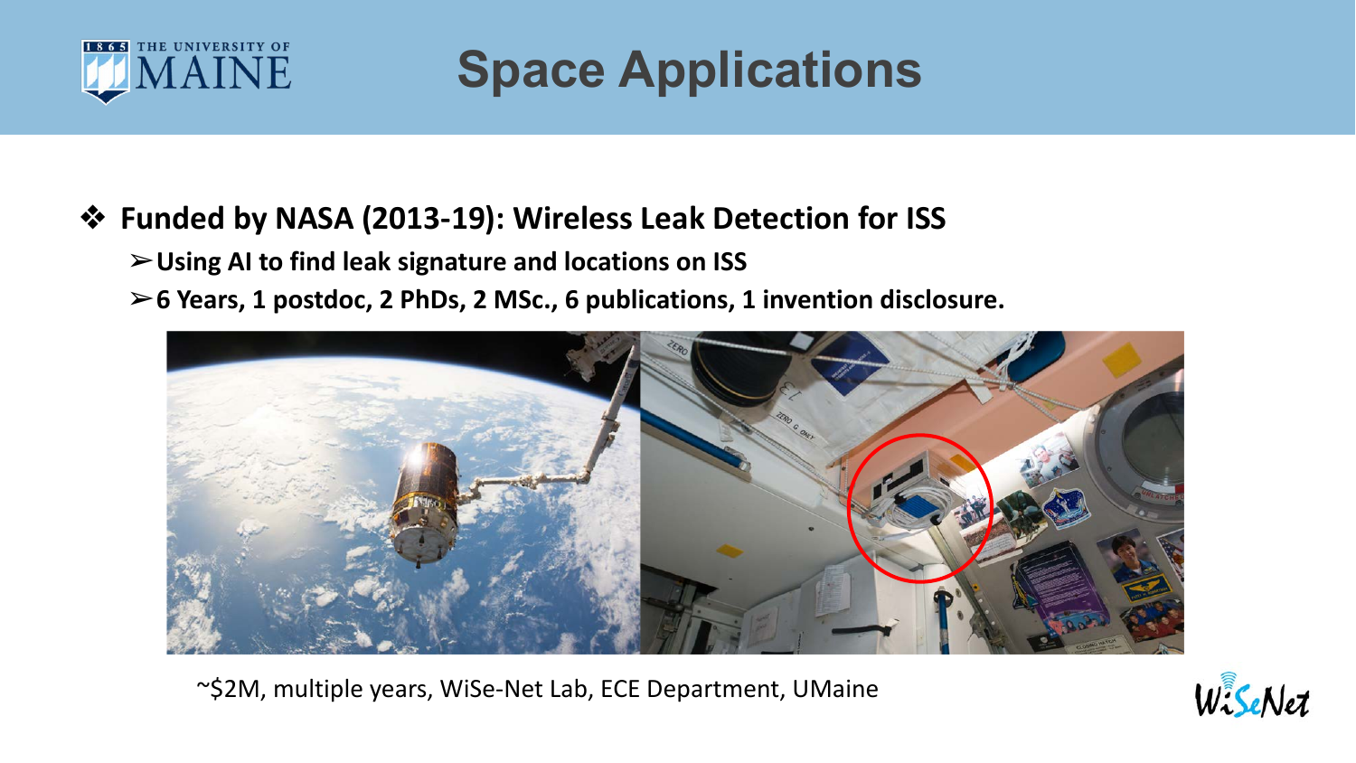# Space Applications

- **Funded by NASA (2013-19): Wireless Leak Detection for ISS**
  - **Using AI to find leak signature and locations on ISS**
  - **6 Years, 1 postdoc, 2 PhDs, 2 MSc., 6 publications, 1 invention disclosure.**

~$2M, multiple years, WiSe-Net Lab, ECE Department, UMaine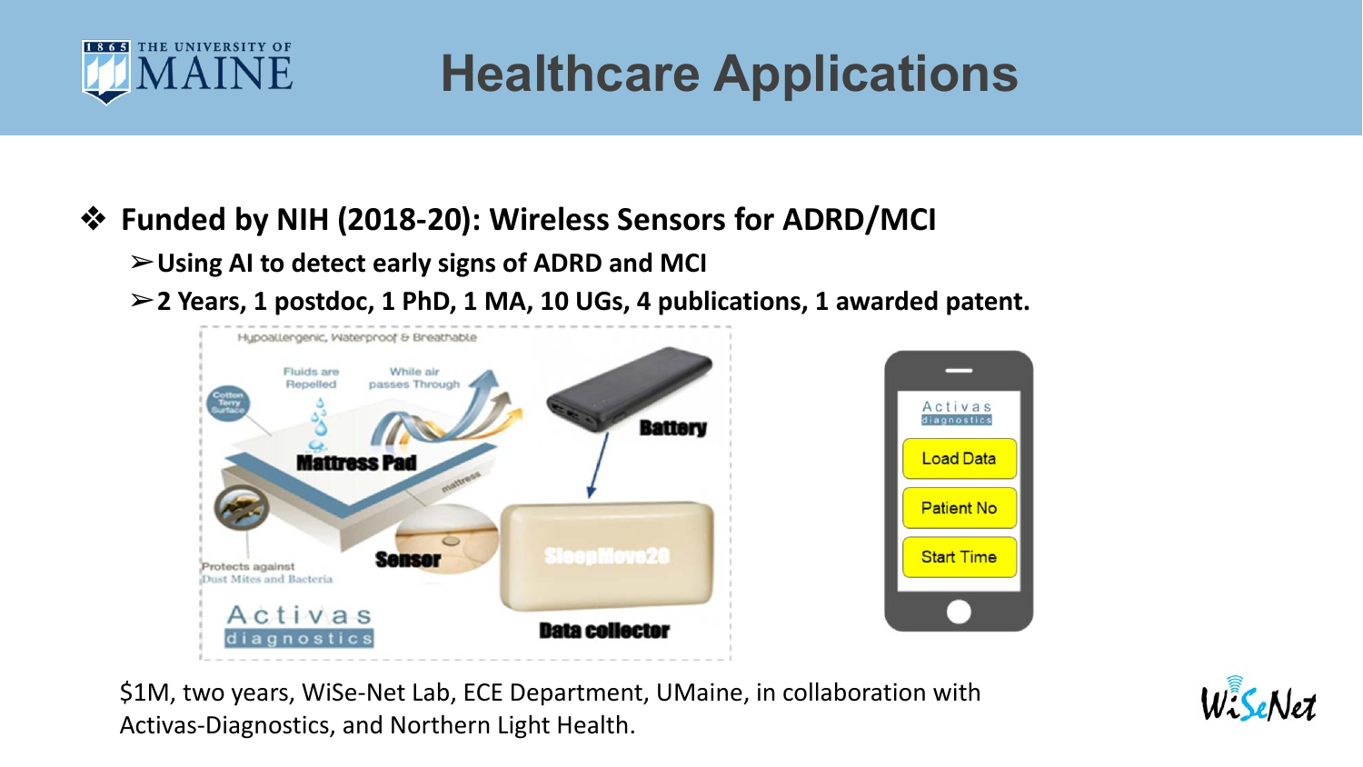# Healthcare Applications

- **Funded by NIH (2018-20): Wireless Sensors for ADRD/MCI**
  - **Using AI to detect early signs of ADRD and MCI**
  - **2 Years, 1 postdoc, 1 PhD, 1 MA, 10 UGs, 4 publications, 1 awarded patent.**

$1M, two years, WiSe-Net Lab, ECE Department, UMaine, in collaboration with Activas-Diagnostics, and Northern Light Health.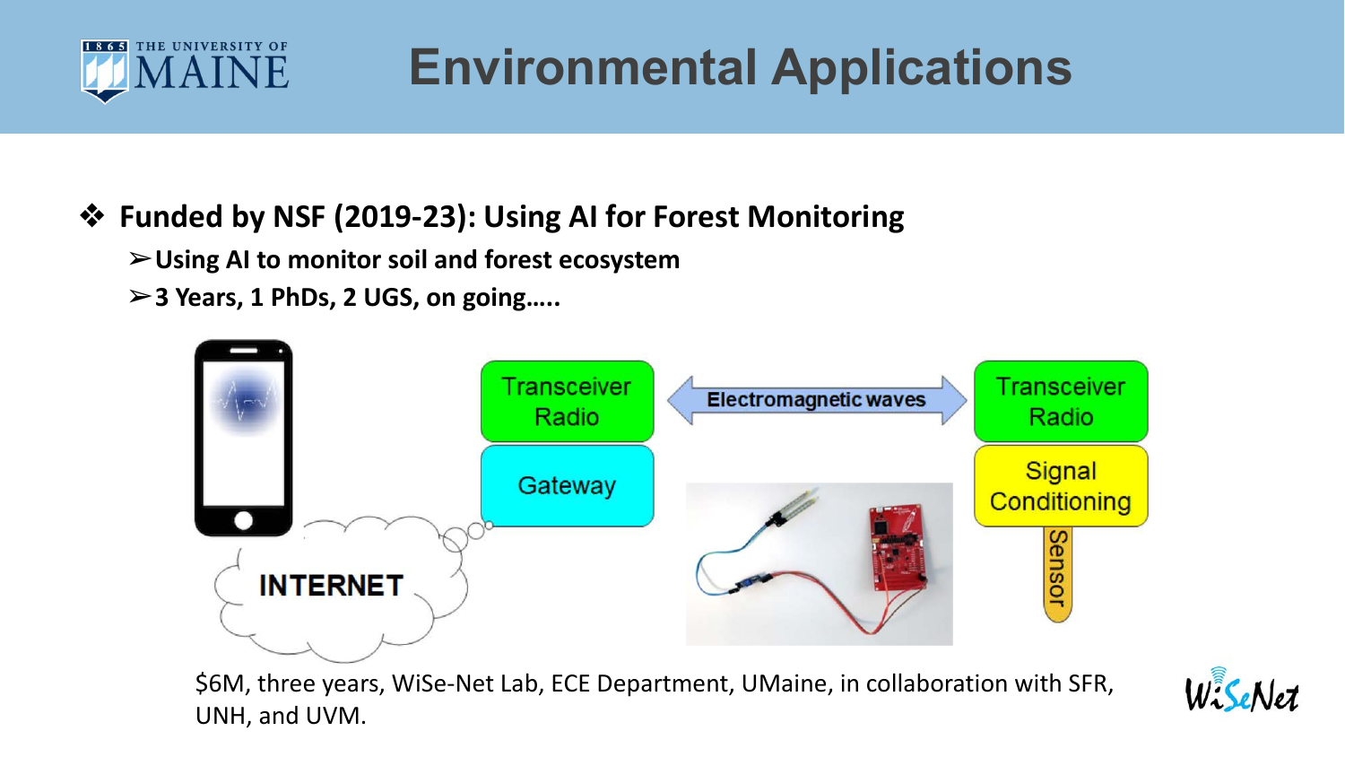# Environmental Applications

- **Funded by NSF (2019-23): Using AI for Forest Monitoring**
  - **Using AI to monitor soil and forest ecosystem**
  - **3 Years, 1 PhDs, 2 UGS, on going…..**

INTERNET

Transceiver Radio

Gateway

Electromagnetic waves

Transceiver Radio

Signal Conditioning

Sensor

$6M, three years, WiSe-Net Lab, ECE Department, UMaine, in collaboration with SFR, UNH, and UVM.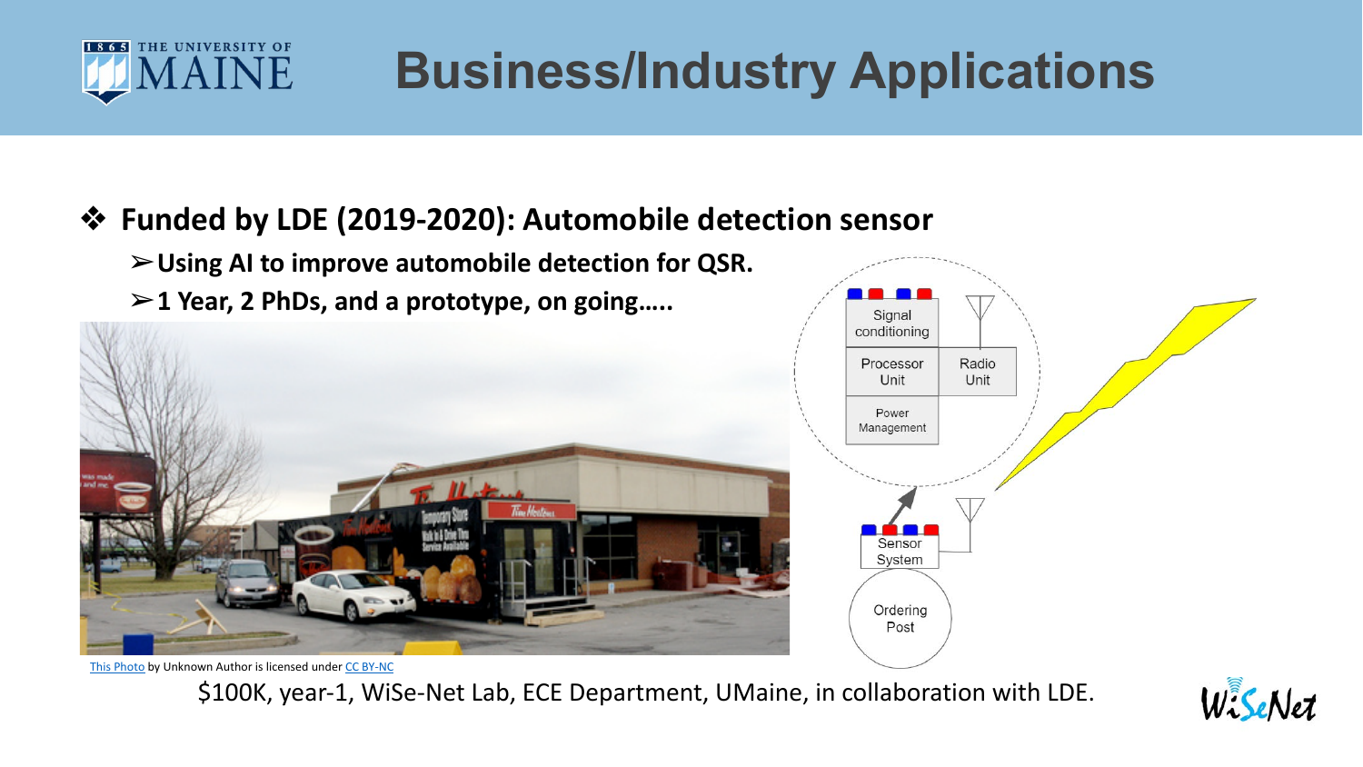# Business/Industry Applications

- **Funded by LDE (2019-2020): Automobile detection sensor**
  - **Using AI to improve automobile detection for QSR.**
  - **1 Year, 2 PhDs, and a prototype, on going…..**

Signal conditioning

Processor Unit

Radio Unit

Power Management

Sensor System

Ordering Post

This Photo by Unknown Author is licensed under CC BY-NC

$100K, year-1, WiSe-Net Lab, ECE Department, UMaine, in collaboration with LDE.